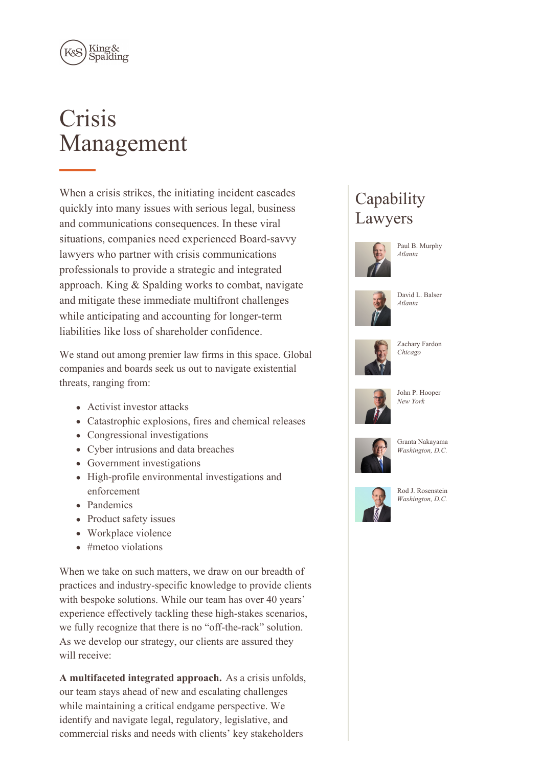# Crisis Management

When a crisis strikes, the initiating incident cascades quickly into many issues with serious legal, business and communications consequences. In these viral situations, companies need experienced Board-savvy lawyers who partner with crisis communications professionals to provide a strategic and integrated approach. King & Spalding works to combat, navigate and mitigate these immediate multifront challenges while anticipating and accounting for longer-term liabilities like loss of shareholder confidence.

We stand out among premier law firms in this space. Global companies and boards seek us out to navigate existential threats, ranging from:

- Activist investor attacks
- Catastrophic explosions, fires and chemical releases
- Congressional investigations
- Cyber intrusions and data breaches
- Government investigations
- High-profile environmental investigations and enforcement
- Pandemics
- Product safety issues
- Workplace violence
- #metoo violations

When we take on such matters, we draw on our breadth of practices and industry-specific knowledge to provide clients with bespoke solutions. While our team has over 40 years' experience effectively tackling these high-stakes scenarios, we fully recognize that there is no "off-the-rack" solution. As we develop our strategy, our clients are assured they will receive:

**A multifaceted integrated approach.** As a crisis unfolds, our team stays ahead of new and escalating challenges while maintaining a critical endgame perspective. We identify and navigate legal, regulatory, legislative, and commercial risks and needs with clients' key stakeholders

## Capability Lawyers

Paul B. Murphy
*Atlanta*

David L. Balser
*Atlanta*

Zachary Fardon
*Chicago*

John P. Hooper
*New York*

Granta Nakayama
*Washington, D.C.*

Rod J. Rosenstein
*Washington, D.C.*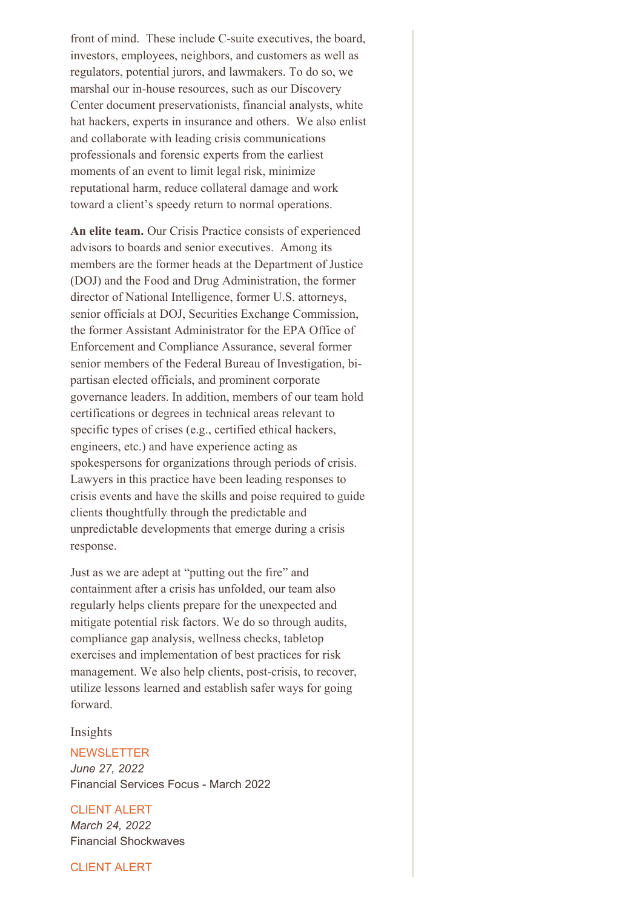front of mind. These include C-suite executives, the board, investors, employees, neighbors, and customers as well as regulators, potential jurors, and lawmakers. To do so, we marshal our in-house resources, such as our Discovery Center document preservationists, financial analysts, white hat hackers, experts in insurance and others. We also enlist and collaborate with leading crisis communications professionals and forensic experts from the earliest moments of an event to limit legal risk, minimize reputational harm, reduce collateral damage and work toward a client's speedy return to normal operations.

**An elite team.** Our Crisis Practice consists of experienced advisors to boards and senior executives. Among its members are the former heads at the Department of Justice (DOJ) and the Food and Drug Administration, the former director of National Intelligence, former U.S. attorneys, senior officials at DOJ, Securities Exchange Commission, the former Assistant Administrator for the EPA Office of Enforcement and Compliance Assurance, several former senior members of the Federal Bureau of Investigation, bi-partisan elected officials, and prominent corporate governance leaders. In addition, members of our team hold certifications or degrees in technical areas relevant to specific types of crises (e.g., certified ethical hackers, engineers, etc.) and have experience acting as spokespersons for organizations through periods of crisis. Lawyers in this practice have been leading responses to crisis events and have the skills and poise required to guide clients thoughtfully through the predictable and unpredictable developments that emerge during a crisis response.

Just as we are adept at "putting out the fire" and containment after a crisis has unfolded, our team also regularly helps clients prepare for the unexpected and mitigate potential risk factors. We do so through audits, compliance gap analysis, wellness checks, tabletop exercises and implementation of best practices for risk management. We also help clients, post-crisis, to recover, utilize lessons learned and establish safer ways for going forward.

## Insights

NEWSLETTER
*June 27, 2022*
Financial Services Focus - March 2022

CLIENT ALERT
*March 24, 2022*
Financial Shockwaves

CLIENT ALERT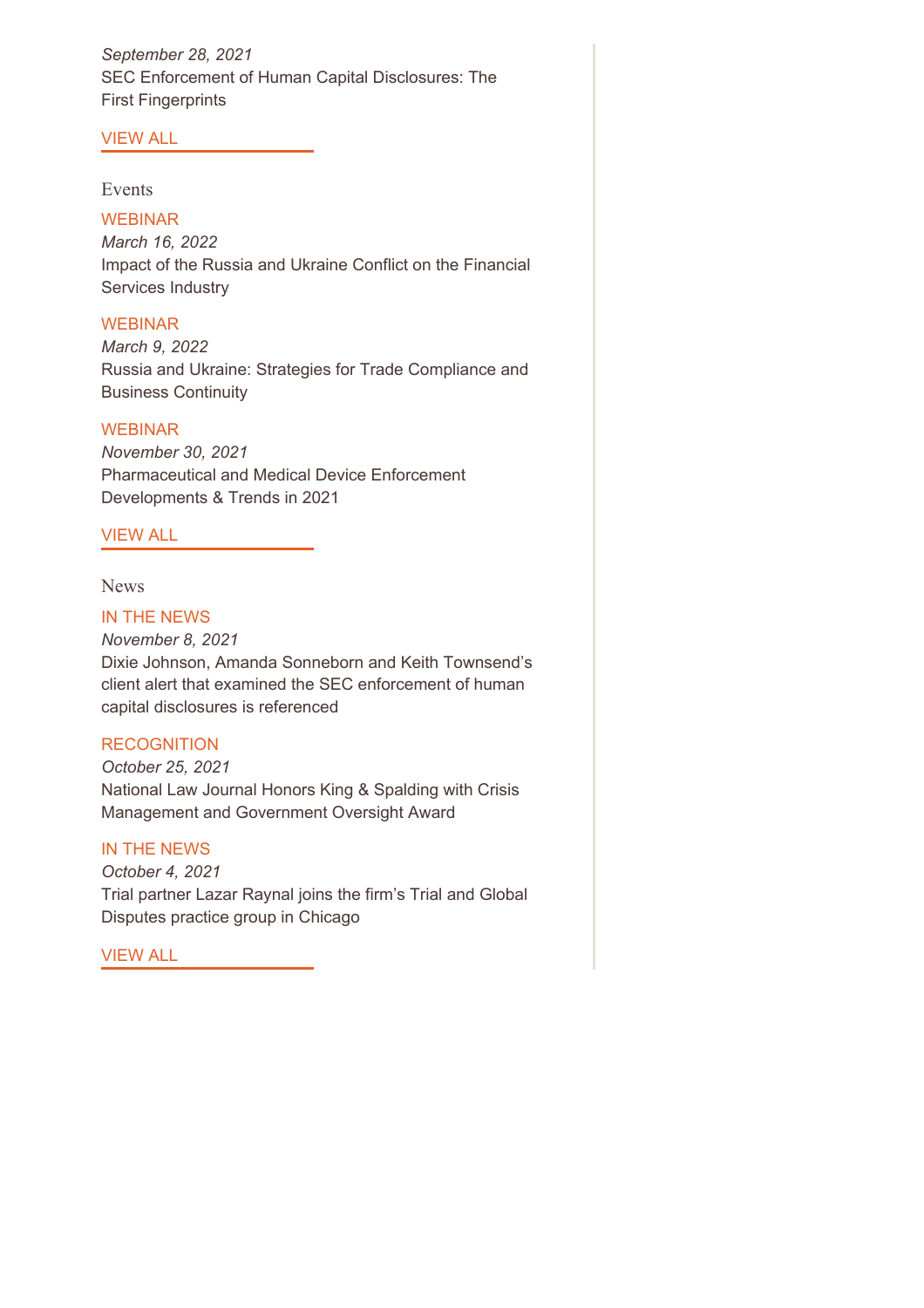*September 28, 2021*
SEC Enforcement of Human Capital Disclosures: The First Fingerprints

VIEW ALL

## Events

WEBINAR
*March 16, 2022*
Impact of the Russia and Ukraine Conflict on the Financial Services Industry

WEBINAR
*March 9, 2022*
Russia and Ukraine: Strategies for Trade Compliance and Business Continuity

WEBINAR
*November 30, 2021*
Pharmaceutical and Medical Device Enforcement Developments & Trends in 2021

VIEW ALL

## News

IN THE NEWS
*November 8, 2021*
Dixie Johnson, Amanda Sonneborn and Keith Townsend's client alert that examined the SEC enforcement of human capital disclosures is referenced

RECOGNITION
*October 25, 2021*
National Law Journal Honors King & Spalding with Crisis Management and Government Oversight Award

IN THE NEWS
*October 4, 2021*
Trial partner Lazar Raynal joins the firm's Trial and Global Disputes practice group in Chicago

VIEW ALL